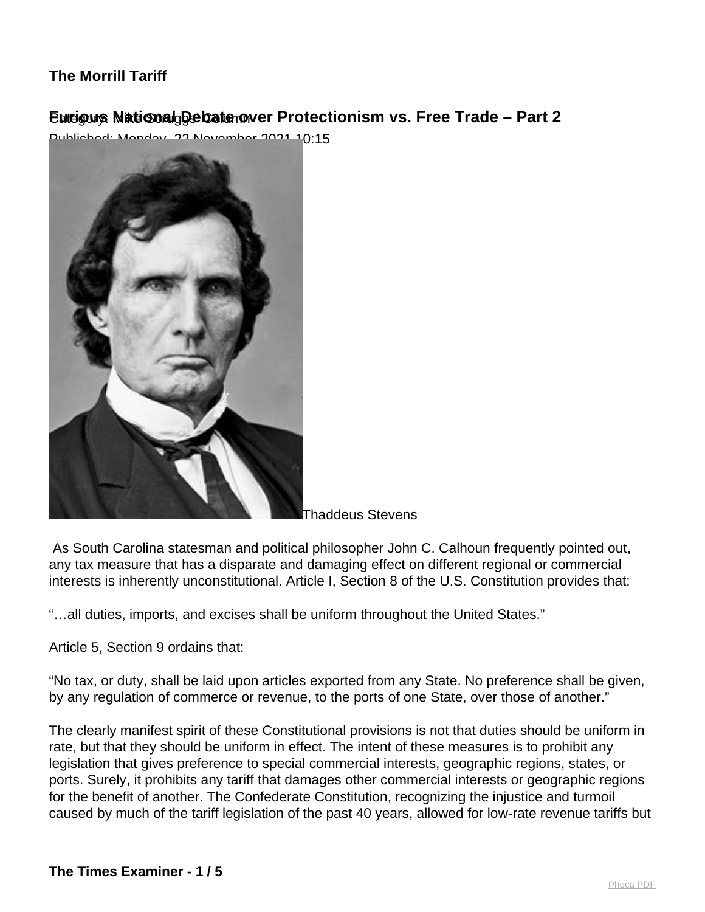# The Morrill Tariff

## Furious National Debate over Protectionism vs. Free Trade – Part 2

Category: Mike Scruggs Column

Published: Monday, 22 November 2021 10:15

Thaddeus Stevens

As South Carolina statesman and political philosopher John C. Calhoun frequently pointed out, any tax measure that has a disparate and damaging effect on different regional or commercial interests is inherently unconstitutional. Article I, Section 8 of the U.S. Constitution provides that:

"…all duties, imports, and excises shall be uniform throughout the United States."

Article 5, Section 9 ordains that:

"No tax, or duty, shall be laid upon articles exported from any State. No preference shall be given, by any regulation of commerce or revenue, to the ports of one State, over those of another."

The clearly manifest spirit of these Constitutional provisions is not that duties should be uniform in rate, but that they should be uniform in effect. The intent of these measures is to prohibit any legislation that gives preference to special commercial interests, geographic regions, states, or ports. Surely, it prohibits any tariff that damages other commercial interests or geographic regions for the benefit of another. The Confederate Constitution, recognizing the injustice and turmoil caused by much of the tariff legislation of the past 40 years, allowed for low-rate revenue tariffs but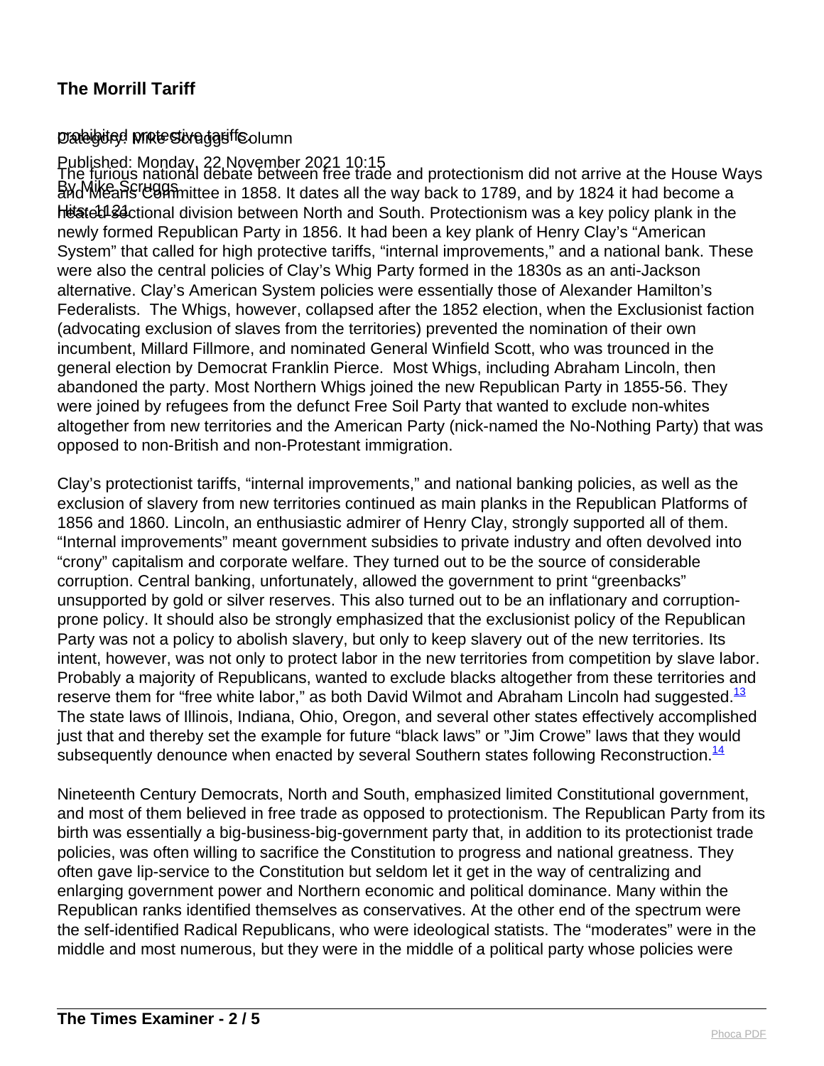prohibited protective tariffs.

The furious national debate between free trade and protectionism did not arrive at the House Ways and Means Committee in 1858. It dates all the way back to 1789, and by 1824 it had become a heated sectional division between North and South. Protectionism was a key policy plank in the newly formed Republican Party in 1856. It had been a key plank of Henry Clay's "American System" that called for high protective tariffs, "internal improvements," and a national bank. These were also the central policies of Clay's Whig Party formed in the 1830s as an anti-Jackson alternative. Clay's American System policies were essentially those of Alexander Hamilton's Federalists. The Whigs, however, collapsed after the 1852 election, when the Exclusionist faction (advocating exclusion of slaves from the territories) prevented the nomination of their own incumbent, Millard Fillmore, and nominated General Winfield Scott, who was trounced in the general election by Democrat Franklin Pierce. Most Whigs, including Abraham Lincoln, then abandoned the party. Most Northern Whigs joined the new Republican Party in 1855-56. They were joined by refugees from the defunct Free Soil Party that wanted to exclude non-whites altogether from new territories and the American Party (nick-named the No-Nothing Party) that was opposed to non-British and non-Protestant immigration.

Clay's protectionist tariffs, "internal improvements," and national banking policies, as well as the exclusion of slavery from new territories continued as main planks in the Republican Platforms of 1856 and 1860. Lincoln, an enthusiastic admirer of Henry Clay, strongly supported all of them. "Internal improvements" meant government subsidies to private industry and often devolved into "crony" capitalism and corporate welfare. They turned out to be the source of considerable corruption. Central banking, unfortunately, allowed the government to print "greenbacks" unsupported by gold or silver reserves. This also turned out to be an inflationary and corruption-prone policy. It should also be strongly emphasized that the exclusionist policy of the Republican Party was not a policy to abolish slavery, but only to keep slavery out of the new territories. Its intent, however, was not only to protect labor in the new territories from competition by slave labor. Probably a majority of Republicans, wanted to exclude blacks altogether from these territories and reserve them for "free white labor," as both David Wilmot and Abraham Lincoln had suggested.[13] The state laws of Illinois, Indiana, Ohio, Oregon, and several other states effectively accomplished just that and thereby set the example for future "black laws" or "Jim Crowe" laws that they would subsequently denounce when enacted by several Southern states following Reconstruction.[14]

Nineteenth Century Democrats, North and South, emphasized limited Constitutional government, and most of them believed in free trade as opposed to protectionism. The Republican Party from its birth was essentially a big-business-big-government party that, in addition to its protectionist trade policies, was often willing to sacrifice the Constitution to progress and national greatness. They often gave lip-service to the Constitution but seldom let it get in the way of centralizing and enlarging government power and Northern economic and political dominance. Many within the Republican ranks identified themselves as conservatives. At the other end of the spectrum were the self-identified Radical Republicans, who were ideological statists. The "moderates" were in the middle and most numerous, but they were in the middle of a political party whose policies were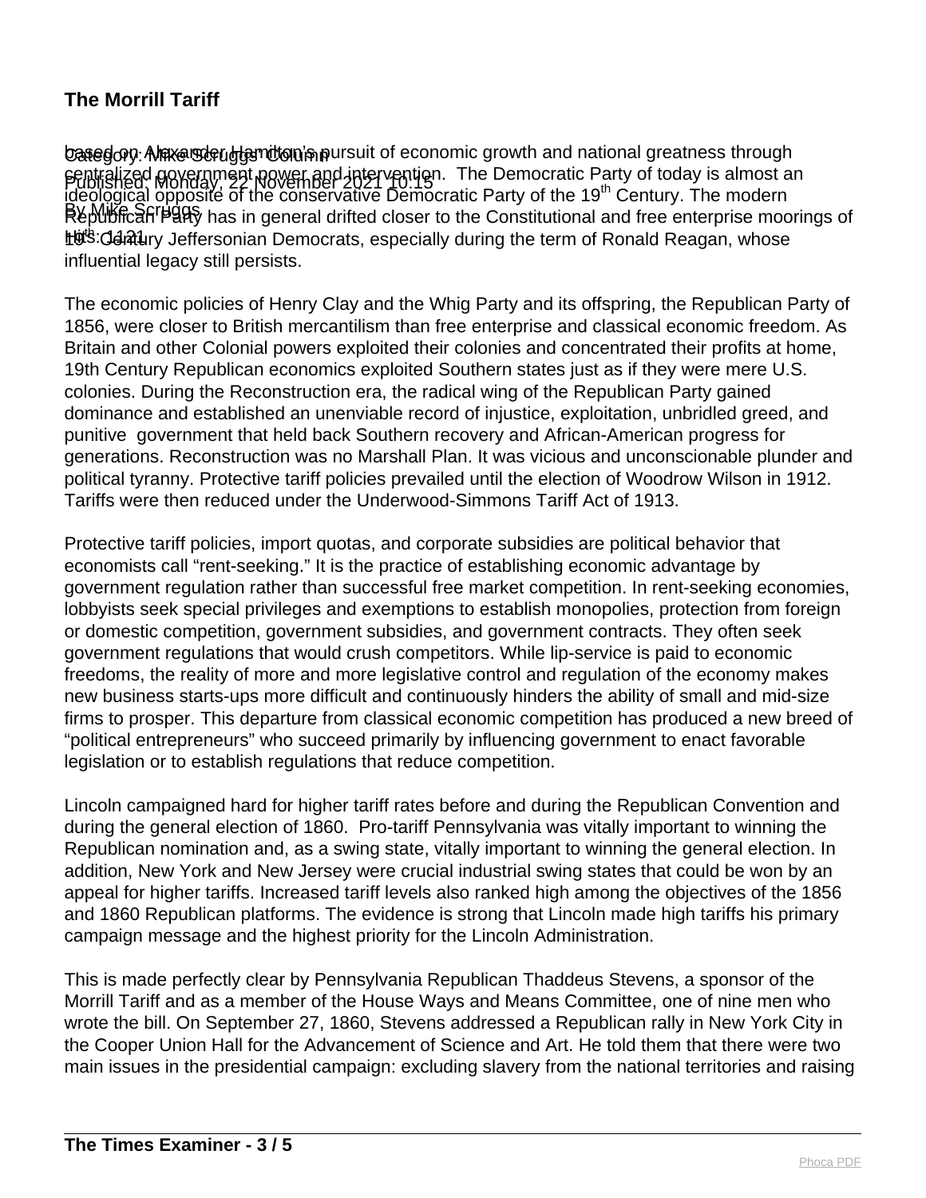based on Alexander Hamilton's pursuit of economic growth and national greatness through centralized government power and intervention. The Democratic Party of today is almost an ideological opposite of the conservative Democratic Party of the 19th Century. The modern Republican Party has in general drifted closer to the Constitutional and free enterprise moorings of 19th Century Jeffersonian Democrats, especially during the term of Ronald Reagan, whose influential legacy still persists.

The economic policies of Henry Clay and the Whig Party and its offspring, the Republican Party of 1856, were closer to British mercantilism than free enterprise and classical economic freedom. As Britain and other Colonial powers exploited their colonies and concentrated their profits at home, 19th Century Republican economics exploited Southern states just as if they were mere U.S. colonies. During the Reconstruction era, the radical wing of the Republican Party gained dominance and established an unenviable record of injustice, exploitation, unbridled greed, and punitive government that held back Southern recovery and African-American progress for generations. Reconstruction was no Marshall Plan. It was vicious and unconscionable plunder and political tyranny. Protective tariff policies prevailed until the election of Woodrow Wilson in 1912. Tariffs were then reduced under the Underwood-Simmons Tariff Act of 1913.

Protective tariff policies, import quotas, and corporate subsidies are political behavior that economists call "rent-seeking." It is the practice of establishing economic advantage by government regulation rather than successful free market competition. In rent-seeking economies, lobbyists seek special privileges and exemptions to establish monopolies, protection from foreign or domestic competition, government subsidies, and government contracts. They often seek government regulations that would crush competitors. While lip-service is paid to economic freedoms, the reality of more and more legislative control and regulation of the economy makes new business starts-ups more difficult and continuously hinders the ability of small and mid-size firms to prosper. This departure from classical economic competition has produced a new breed of "political entrepreneurs" who succeed primarily by influencing government to enact favorable legislation or to establish regulations that reduce competition.

Lincoln campaigned hard for higher tariff rates before and during the Republican Convention and during the general election of 1860. Pro-tariff Pennsylvania was vitally important to winning the Republican nomination and, as a swing state, vitally important to winning the general election. In addition, New York and New Jersey were crucial industrial swing states that could be won by an appeal for higher tariffs. Increased tariff levels also ranked high among the objectives of the 1856 and 1860 Republican platforms. The evidence is strong that Lincoln made high tariffs his primary campaign message and the highest priority for the Lincoln Administration.

This is made perfectly clear by Pennsylvania Republican Thaddeus Stevens, a sponsor of the Morrill Tariff and as a member of the House Ways and Means Committee, one of nine men who wrote the bill. On September 27, 1860, Stevens addressed a Republican rally in New York City in the Cooper Union Hall for the Advancement of Science and Art. He told them that there were two main issues in the presidential campaign: excluding slavery from the national territories and raising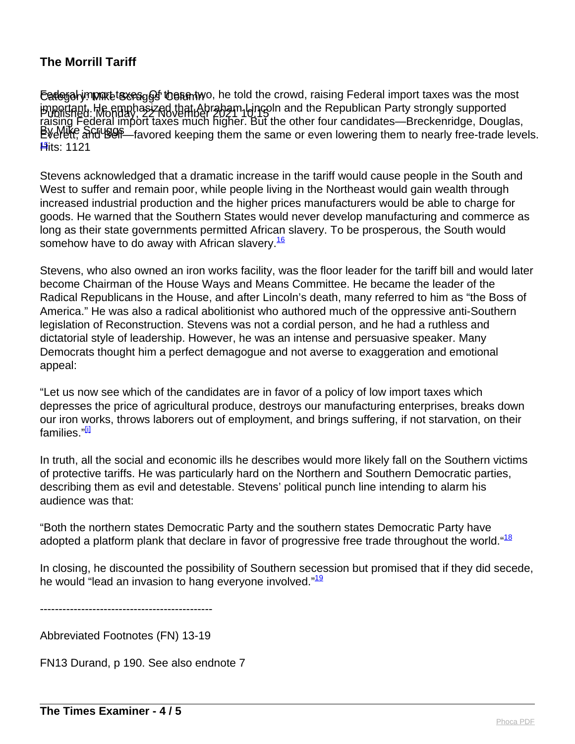## The Morrill Tariff

Federal import taxes. Of these two, he told the crowd, raising Federal import taxes was the most important. He emphasized that Abraham Lincoln and the Republican Party strongly supported raising Federal import taxes much higher. But the other four candidates—Breckenridge, Douglas, Everett, and Bell—favored keeping them the same or even lowering them to nearly free-trade levels.[15]

Stevens acknowledged that a dramatic increase in the tariff would cause people in the South and West to suffer and remain poor, while people living in the Northeast would gain wealth through increased industrial production and the higher prices manufacturers would be able to charge for goods. He warned that the Southern States would never develop manufacturing and commerce as long as their state governments permitted African slavery. To be prosperous, the South would somehow have to do away with African slavery.[16]

Stevens, who also owned an iron works facility, was the floor leader for the tariff bill and would later become Chairman of the House Ways and Means Committee. He became the leader of the Radical Republicans in the House, and after Lincoln's death, many referred to him as "the Boss of America." He was also a radical abolitionist who authored much of the oppressive anti-Southern legislation of Reconstruction. Stevens was not a cordial person, and he had a ruthless and dictatorial style of leadership. However, he was an intense and persuasive speaker. Many Democrats thought him a perfect demagogue and not averse to exaggeration and emotional appeal:

"Let us now see which of the candidates are in favor of a policy of low import taxes which depresses the price of agricultural produce, destroys our manufacturing enterprises, breaks down our iron works, throws laborers out of employment, and brings suffering, if not starvation, on their families."[i]

In truth, all the social and economic ills he describes would more likely fall on the Southern victims of protective tariffs. He was particularly hard on the Northern and Southern Democratic parties, describing them as evil and detestable. Stevens' political punch line intending to alarm his audience was that:

"Both the northern states Democratic Party and the southern states Democratic Party have adopted a platform plank that declare in favor of progressive free trade throughout the world."[18]

In closing, he discounted the possibility of Southern secession but promised that if they did secede, he would "lead an invasion to hang everyone involved."[19]

----------------------------------------------

Abbreviated Footnotes (FN) 13-19

FN13 Durand, p 190. See also endnote 7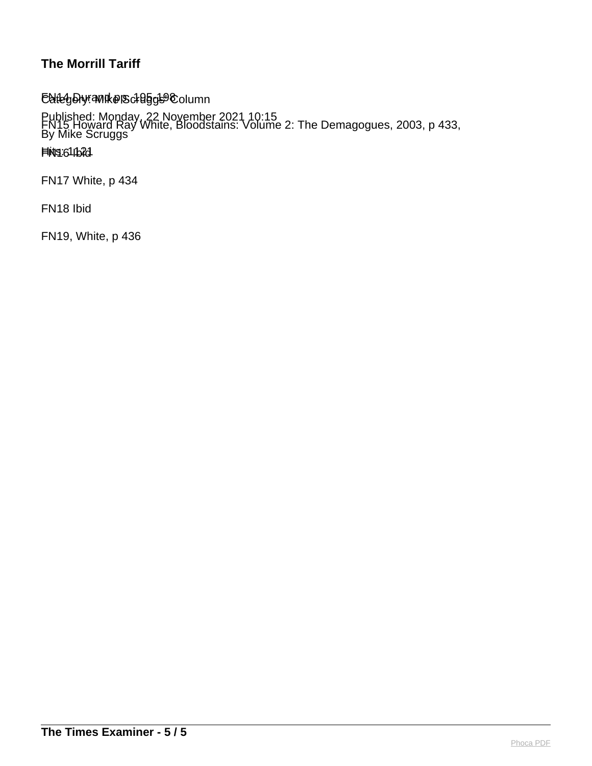FN14 Durand pp. 195-198

FN15 Howard Ray White, Bloodstains: Volume 2: The Demagogues, 2003, p 433,

FN16 Ibid

FN17 White, p 434

FN18 Ibid

FN19, White, p 436